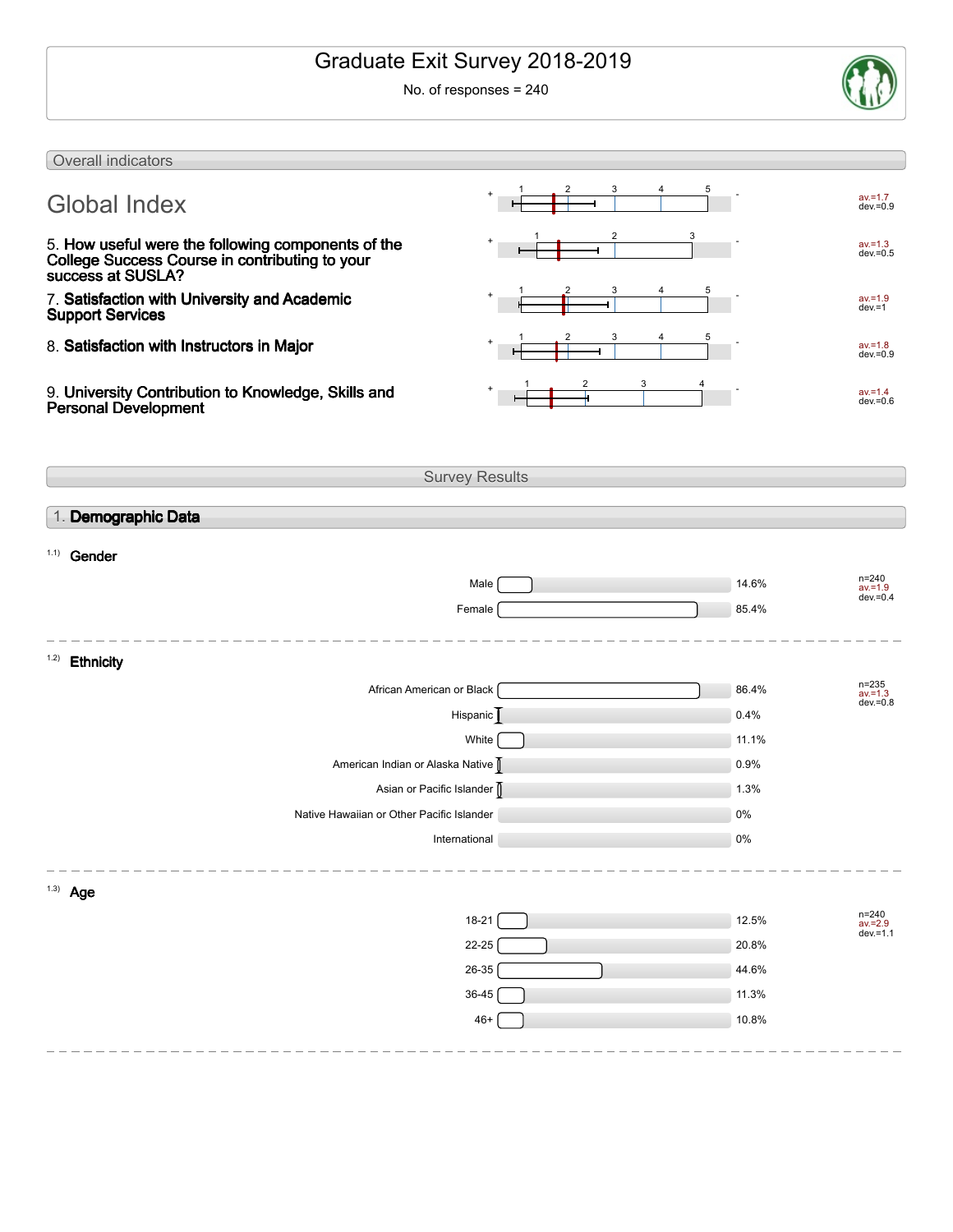# Graduate Exit Survey 2018-2019

No. of responses = 240

## Overall indicators

| Indicator | Average | Deviation |
|---|---|---|
| Global Index | av.=1.7 | dev.=0.9 |
| 5. **How useful were the following components of the College Success Course in contributing to your success at SUSLA?** | av.=1.3 | dev.=0.5 |
| 7. **Satisfaction with University and Academic Support Services** | av.=1.9 | dev.=1 |
| 8. **Satisfaction with Instructors in Major** | av.=1.8 | dev.=0.9 |
| 9. **University Contribution to Knowledge, Skills and Personal Development** | av.=1.4 | dev.=0.6 |

## Survey Results

### 1. Demographic Data

#### 1.1) Gender

| Response | Percentage |
|---|---|
| Male | 14.6% |
| Female | 85.4% |

n=240, av.=1.9, dev.=0.4

#### 1.2) Ethnicity

| Response | Percentage |
|---|---|
| African American or Black | 86.4% |
| Hispanic | 0.4% |
| White | 11.1% |
| American Indian or Alaska Native | 0.9% |
| Asian or Pacific Islander | 1.3% |
| Native Hawaiian or Other Pacific Islander | 0% |
| International | 0% |

n=235, av.=1.3, dev.=0.8

#### 1.3) Age

| Response | Percentage |
|---|---|
| 18-21 | 12.5% |
| 22-25 | 20.8% |
| 26-35 | 44.6% |
| 36-45 | 11.3% |
| 46+ | 10.8% |

n=240, av.=2.9, dev.=1.1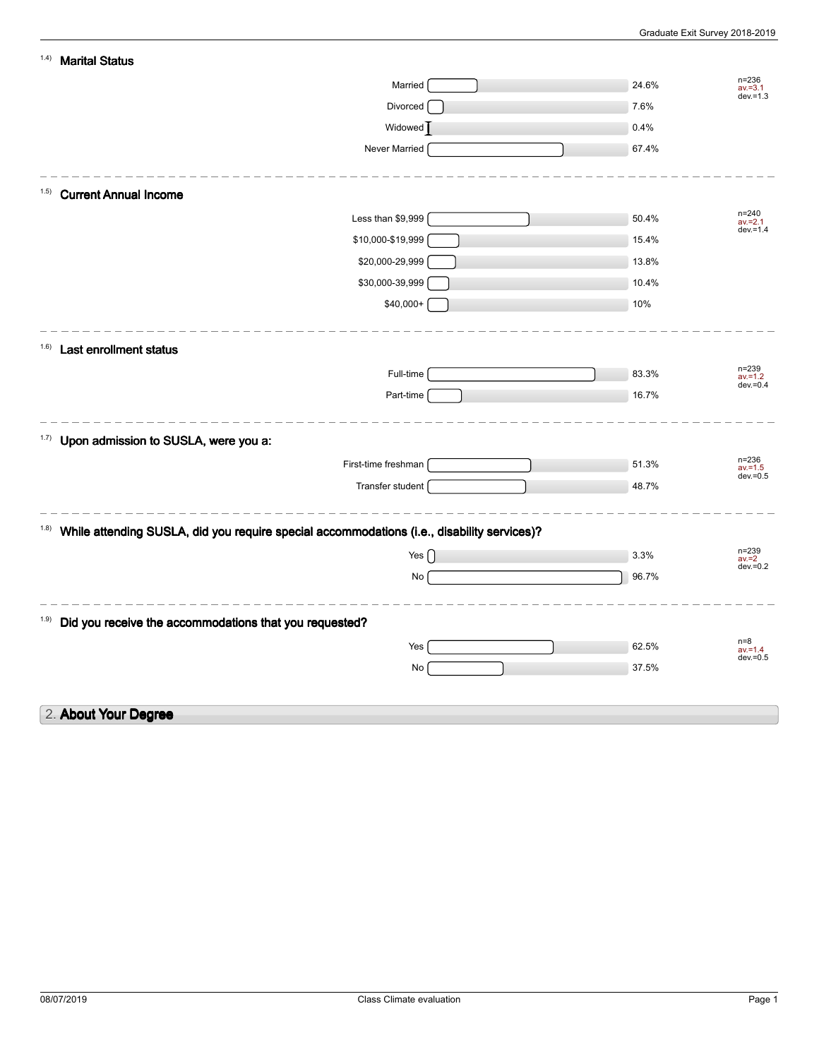### 1.4) Marital Status

| Response | Percentage |
|---|---|
| Married | 24.6% |
| Divorced | 7.6% |
| Widowed | 0.4% |
| Never Married | 67.4% |

n=236
av.=3.1
dev.=1.3

### 1.5) Current Annual Income

| Response | Percentage |
|---|---|
| Less than $9,999 | 50.4% |
| $10,000-$19,999 | 15.4% |
| $20,000-29,999 | 13.8% |
| $30,000-39,999 | 10.4% |
| $40,000+ | 10% |

n=240
av.=2.1
dev.=1.4

### 1.6) Last enrollment status

| Response | Percentage |
|---|---|
| Full-time | 83.3% |
| Part-time | 16.7% |

n=239
av.=1.2
dev.=0.4

### 1.7) Upon admission to SUSLA, were you a:

| Response | Percentage |
|---|---|
| First-time freshman | 51.3% |
| Transfer student | 48.7% |

n=236
av.=1.5
dev.=0.5

### 1.8) While attending SUSLA, did you require special accommodations (i.e., disability services)?

| Response | Percentage |
|---|---|
| Yes | 3.3% |
| No | 96.7% |

n=239
av.=2
dev.=0.2

### 1.9) Did you receive the accommodations that you requested?

| Response | Percentage |
|---|---|
| Yes | 62.5% |
| No | 37.5% |

n=8
av.=1.4
dev.=0.5

## 2. About Your Degree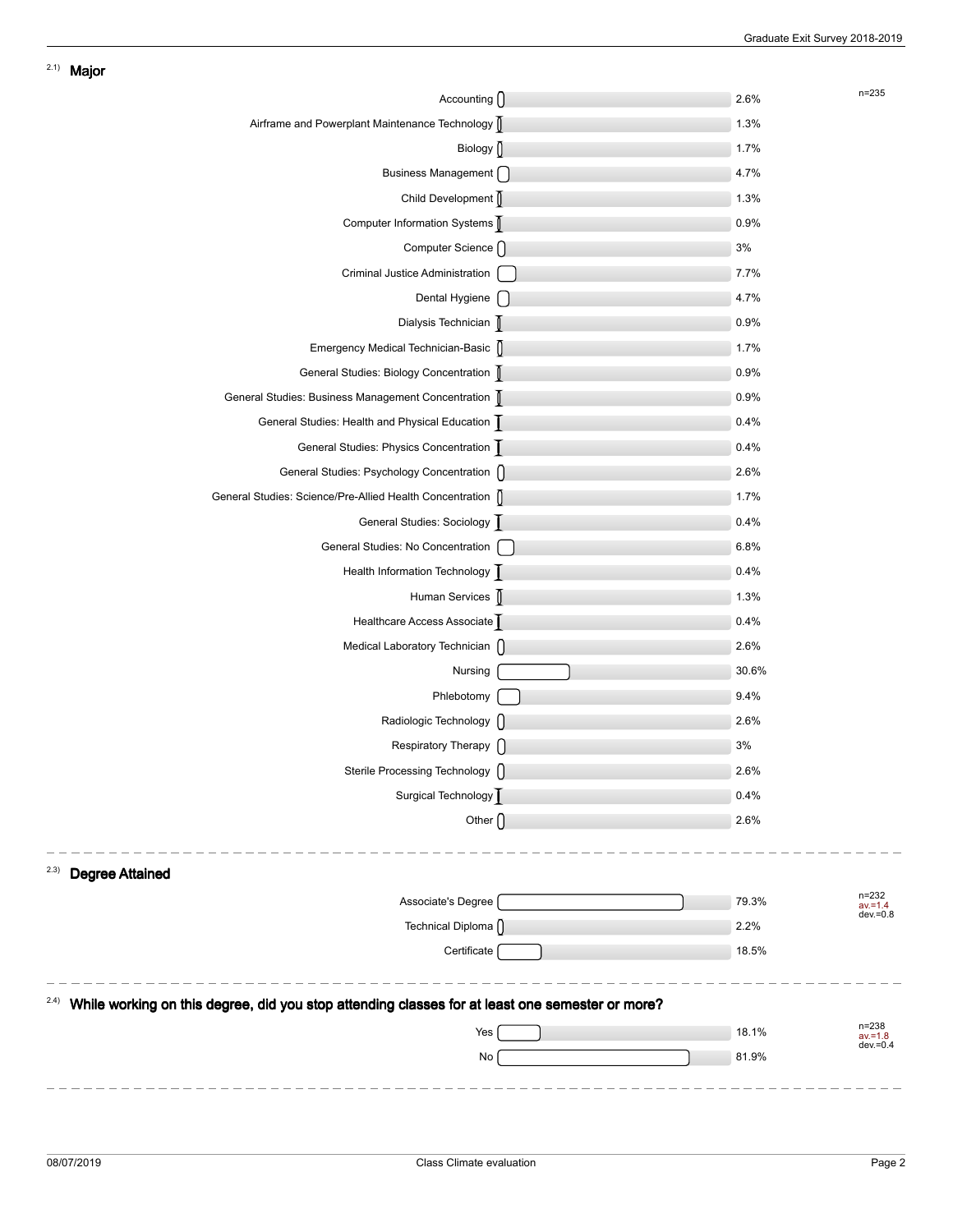## 2.1) Major

n=235

| Major | Percent |
| --- | --- |
| Accounting | 2.6% |
| Airframe and Powerplant Maintenance Technology | 1.3% |
| Biology | 1.7% |
| Business Management | 4.7% |
| Child Development | 1.3% |
| Computer Information Systems | 0.9% |
| Computer Science | 3% |
| Criminal Justice Administration | 7.7% |
| Dental Hygiene | 4.7% |
| Dialysis Technician | 0.9% |
| Emergency Medical Technician-Basic | 1.7% |
| General Studies: Biology Concentration | 0.9% |
| General Studies: Business Management Concentration | 0.9% |
| General Studies: Health and Physical Education | 0.4% |
| General Studies: Physics Concentration | 0.4% |
| General Studies: Psychology Concentration | 2.6% |
| General Studies: Science/Pre-Allied Health Concentration | 1.7% |
| General Studies: Sociology | 0.4% |
| General Studies: No Concentration | 6.8% |
| Health Information Technology | 0.4% |
| Human Services | 1.3% |
| Healthcare Access Associate | 0.4% |
| Medical Laboratory Technician | 2.6% |
| Nursing | 30.6% |
| Phlebotomy | 9.4% |
| Radiologic Technology | 2.6% |
| Respiratory Therapy | 3% |
| Sterile Processing Technology | 2.6% |
| Surgical Technology | 0.4% |
| Other | 2.6% |

## 2.3) Degree Attained

n=232, av.=1.4, dev.=0.8

| Degree | Percent |
| --- | --- |
| Associate's Degree | 79.3% |
| Technical Diploma | 2.2% |
| Certificate | 18.5% |

## 2.4) While working on this degree, did you stop attending classes for at least one semester or more?

n=238, av.=1.8, dev.=0.4

| Response | Percent |
| --- | --- |
| Yes | 18.1% |
| No | 81.9% |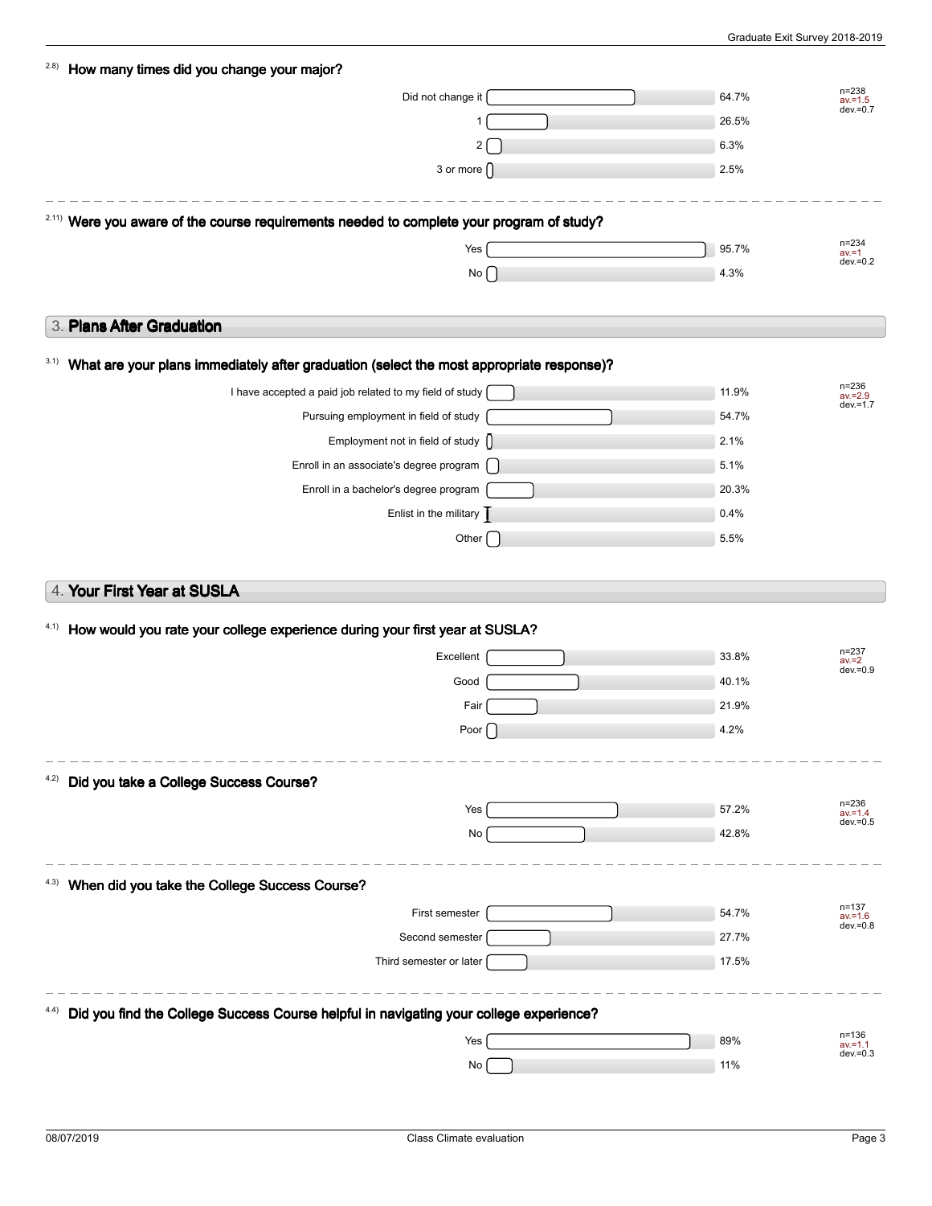### 2.8) How many times did you change your major?

| Response | Percentage |
| --- | --- |
| Did not change it | 64.7% |
| 1 | 26.5% |
| 2 | 6.3% |
| 3 or more | 2.5% |

n=238  
av.=1.5  
dev.=0.7

### 2.11) Were you aware of the course requirements needed to complete your program of study?

| Response | Percentage |
| --- | --- |
| Yes | 95.7% |
| No | 4.3% |

n=234  
av.=1  
dev.=0.2

## 3. Plans After Graduation

### 3.1) What are your plans immediately after graduation (select the most appropriate response)?

| Response | Percentage |
| --- | --- |
| I have accepted a paid job related to my field of study | 11.9% |
| Pursuing employment in field of study | 54.7% |
| Employment not in field of study | 2.1% |
| Enroll in an associate's degree program | 5.1% |
| Enroll in a bachelor's degree program | 20.3% |
| Enlist in the military | 0.4% |
| Other | 5.5% |

n=236  
av.=2.9  
dev.=1.7

## 4. Your First Year at SUSLA

### 4.1) How would you rate your college experience during your first year at SUSLA?

| Response | Percentage |
| --- | --- |
| Excellent | 33.8% |
| Good | 40.1% |
| Fair | 21.9% |
| Poor | 4.2% |

n=237  
av.=2  
dev.=0.9

### 4.2) Did you take a College Success Course?

| Response | Percentage |
| --- | --- |
| Yes | 57.2% |
| No | 42.8% |

n=236  
av.=1.4  
dev.=0.5

### 4.3) When did you take the College Success Course?

| Response | Percentage |
| --- | --- |
| First semester | 54.7% |
| Second semester | 27.7% |
| Third semester or later | 17.5% |

n=137  
av.=1.6  
dev.=0.8

### 4.4) Did you find the College Success Course helpful in navigating your college experience?

| Response | Percentage |
| --- | --- |
| Yes | 89% |
| No | 11% |

n=136  
av.=1.1  
dev.=0.3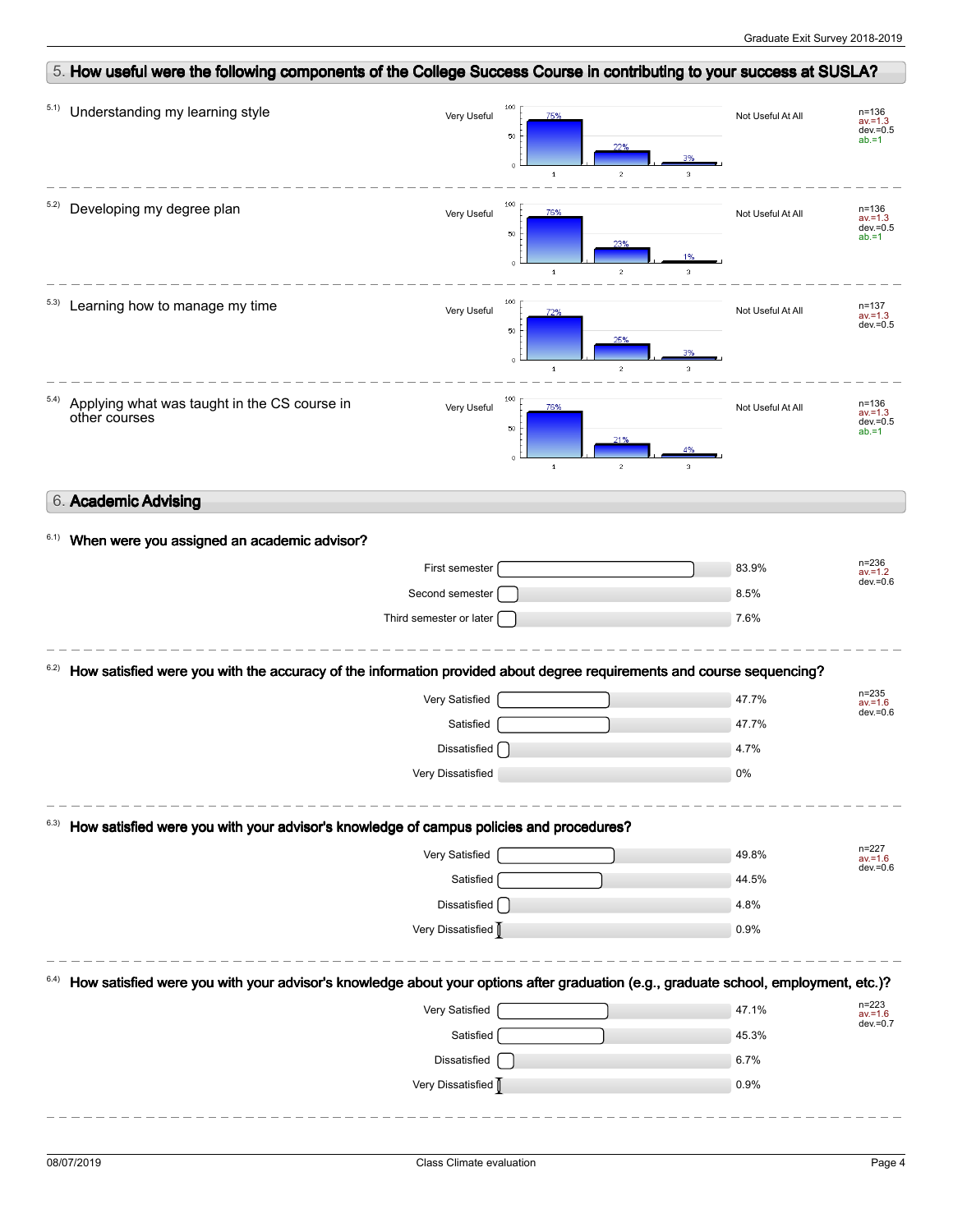## 5. How useful were the following components of the College Success Course in contributing to your success at SUSLA?

**5.1) Understanding my learning style**

| Very Useful | 1 | 2 | 3 | Not Useful At All | Statistics |
|---|---|---|---|---|---|
| | 75% | 22% | 3% | | n=136, av.=1.3, dev.=0.5, ab.=1 |

**5.2) Developing my degree plan**

| Very Useful | 1 | 2 | 3 | Not Useful At All | Statistics |
|---|---|---|---|---|---|
| | 76% | 23% | 1% | | n=136, av.=1.3, dev.=0.5, ab.=1 |

**5.3) Learning how to manage my time**

| Very Useful | 1 | 2 | 3 | Not Useful At All | Statistics |
|---|---|---|---|---|---|
| | 72% | 25% | 3% | | n=137, av.=1.3, dev.=0.5 |

**5.4) Applying what was taught in the CS course in other courses**

| Very Useful | 1 | 2 | 3 | Not Useful At All | Statistics |
|---|---|---|---|---|---|
| | 76% | 21% | 4% | | n=136, av.=1.3, dev.=0.5, ab.=1 |

## 6. Academic Advising

**6.1) When were you assigned an academic advisor?**

| Response | Percentage |
|---|---|
| First semester | 83.9% |
| Second semester | 8.5% |
| Third semester or later | 7.6% |

n=236, av.=1.2, dev.=0.6

**6.2) How satisfied were you with the accuracy of the information provided about degree requirements and course sequencing?**

| Response | Percentage |
|---|---|
| Very Satisfied | 47.7% |
| Satisfied | 47.7% |
| Dissatisfied | 4.7% |
| Very Dissatisfied | 0% |

n=235, av.=1.6, dev.=0.6

**6.3) How satisfied were you with your advisor's knowledge of campus policies and procedures?**

| Response | Percentage |
|---|---|
| Very Satisfied | 49.8% |
| Satisfied | 44.5% |
| Dissatisfied | 4.8% |
| Very Dissatisfied | 0.9% |

n=227, av.=1.6, dev.=0.6

**6.4) How satisfied were you with your advisor's knowledge about your options after graduation (e.g., graduate school, employment, etc.)?**

| Response | Percentage |
|---|---|
| Very Satisfied | 47.1% |
| Satisfied | 45.3% |
| Dissatisfied | 6.7% |
| Very Dissatisfied | 0.9% |

n=223, av.=1.6, dev.=0.7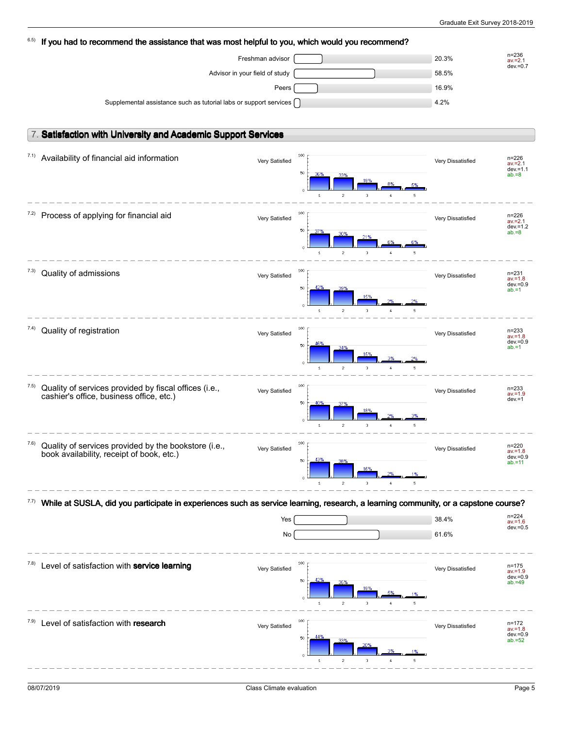6.5) **If you had to recommend the assistance that was most helpful to you, which would you recommend?**

| Option | Percentage |
|---|---|
| Freshman advisor | 20.3% |
| Advisor in your field of study | 58.5% |
| Peers | 16.9% |
| Supplemental assistance such as tutorial labs or support services | 4.2% |

n=236, av.=2.1, dev.=0.7

## 7. Satisfaction with University and Academic Support Services

Scale: 1 = Very Satisfied, 5 = Very Dissatisfied

| Item | 1 | 2 | 3 | 4 | 5 | n | av. | dev. | ab. |
|---|---|---|---|---|---|---|---|---|---|
| 7.1) Availability of financial aid information | 36% | 33% | 18% | 8% | 5% | 226 | 2.1 | 1.1 | 8 |
| 7.2) Process of applying for financial aid | 37% | 30% | 21% | 6% | 6% | 226 | 2.1 | 1.2 | 8 |
| 7.3) Quality of admissions | 42% | 39% | 15% | 2% | 2% | 231 | 1.8 | 0.9 | 1 |
| 7.4) Quality of registration | 46% | 34% | 15% | 3% | 2% | 233 | 1.8 | 0.9 | 1 |
| 7.5) Quality of services provided by fiscal offices (i.e., cashier's office, business office, etc.) | 40% | 37% | 18% | 2% | 3% | 233 | 1.9 | 1 | |
| 7.6) Quality of services provided by the bookstore (i.e., book availability, receipt of book, etc.) | 43% | 38% | 16% | 2% | 1% | 220 | 1.8 | 0.9 | 11 |

7.7) **While at SUSLA, did you participate in experiences such as service learning, research, a learning community, or a capstone course?**

| Option | Percentage |
|---|---|
| Yes | 38.4% |
| No | 61.6% |

n=224, av.=1.6, dev.=0.5

| Item | 1 | 2 | 3 | 4 | 5 | n | av. | dev. | ab. |
|---|---|---|---|---|---|---|---|---|---|
| 7.8) Level of satisfaction with **service learning** | 42% | 35% | 18% | 5% | 1% | 175 | 1.9 | 0.9 | 49 |
| 7.9) Level of satisfaction with **research** | 44% | 33% | 20% | 3% | 1% | 172 | 1.8 | 0.9 | 52 |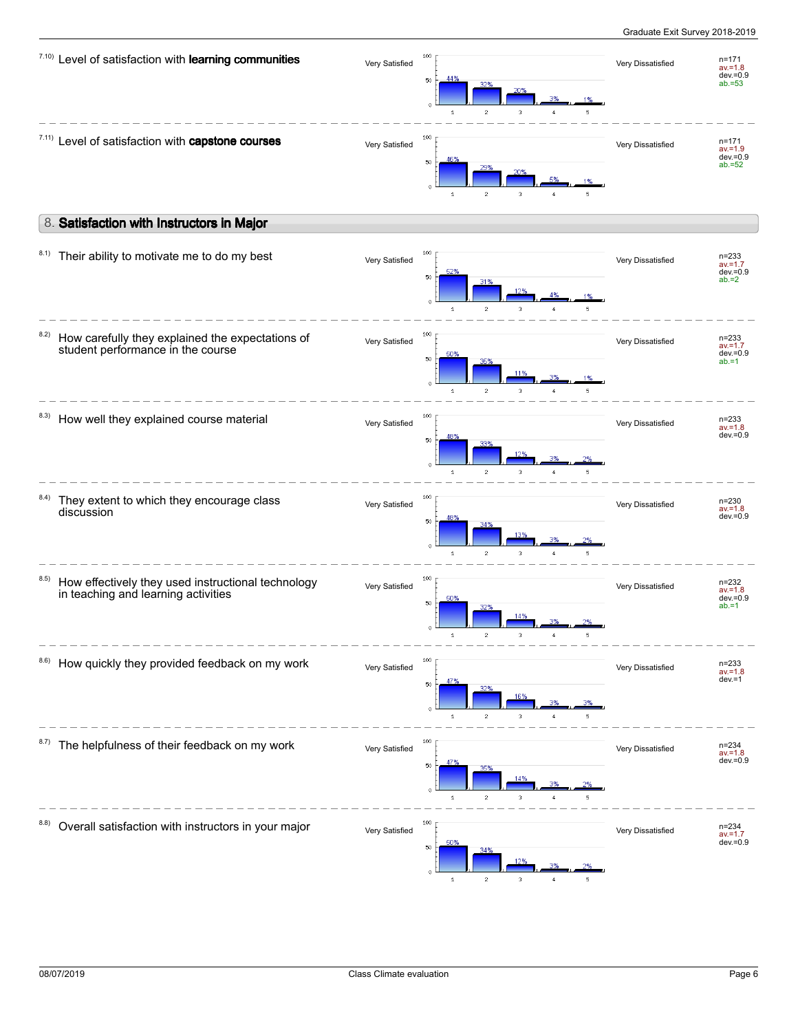7.10) Level of satisfaction with **learning communities**

| | 1 | 2 | 3 | 4 | 5 | |
|---|---|---|---|---|---|---|
| Very Satisfied | 44% | 32% | 20% | 3% | 1% | Very Dissatisfied |

n=171
av.=1.8
dev.=0.9
ab.=53

7.11) Level of satisfaction with **capstone courses**

| | 1 | 2 | 3 | 4 | 5 | |
|---|---|---|---|---|---|---|
| Very Satisfied | 46% | 29% | 20% | 5% | 1% | Very Dissatisfied |

n=171
av.=1.9
dev.=0.9
ab.=52

## 8. Satisfaction with Instructors in Major

8.1) Their ability to motivate me to do my best

| | 1 | 2 | 3 | 4 | 5 | |
|---|---|---|---|---|---|---|
| Very Satisfied | 52% | 31% | 12% | 4% | 1% | Very Dissatisfied |

n=233
av.=1.7
dev.=0.9
ab.=2

8.2) How carefully they explained the expectations of student performance in the course

| | 1 | 2 | 3 | 4 | 5 | |
|---|---|---|---|---|---|---|
| Very Satisfied | 50% | 35% | 11% | 3% | 1% | Very Dissatisfied |

n=233
av.=1.7
dev.=0.9
ab.=1

8.3) How well they explained course material

| | 1 | 2 | 3 | 4 | 5 | |
|---|---|---|---|---|---|---|
| Very Satisfied | 48% | 33% | 12% | 3% | 2% | Very Dissatisfied |

n=233
av.=1.8
dev.=0.9

8.4) They extent to which they encourage class discussion

| | 1 | 2 | 3 | 4 | 5 | |
|---|---|---|---|---|---|---|
| Very Satisfied | 48% | 34% | 13% | 3% | 2% | Very Dissatisfied |

n=230
av.=1.8
dev.=0.9

8.5) How effectively they used instructional technology in teaching and learning activities

| | 1 | 2 | 3 | 4 | 5 | |
|---|---|---|---|---|---|---|
| Very Satisfied | 50% | 32% | 14% | 3% | 2% | Very Dissatisfied |

n=232
av.=1.8
dev.=0.9
ab.=1

8.6) How quickly they provided feedback on my work

| | 1 | 2 | 3 | 4 | 5 | |
|---|---|---|---|---|---|---|
| Very Satisfied | 47% | 32% | 16% | 3% | 3% | Very Dissatisfied |

n=233
av.=1.8
dev.=1

8.7) The helpfulness of their feedback on my work

| | 1 | 2 | 3 | 4 | 5 | |
|---|---|---|---|---|---|---|
| Very Satisfied | 47% | 35% | 14% | 3% | 2% | Very Dissatisfied |

n=234
av.=1.8
dev.=0.9

8.8) Overall satisfaction with instructors in your major

| | 1 | 2 | 3 | 4 | 5 | |
|---|---|---|---|---|---|---|
| Very Satisfied | 50% | 34% | 12% | 3% | 2% | Very Dissatisfied |

n=234
av.=1.7
dev.=0.9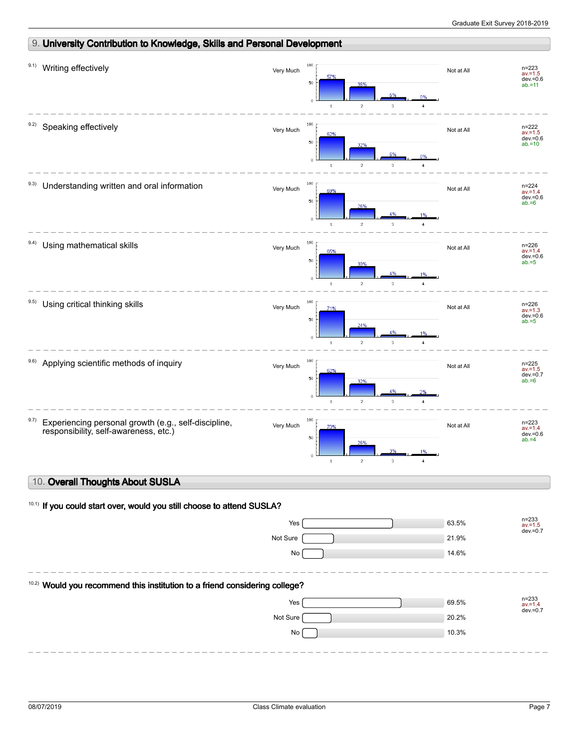## 9. University Contribution to Knowledge, Skills and Personal Development

| Item | Question | Very Much (1) | 2 | 3 | Not at All (4) | n | av. | dev. | ab. |
|---|---|---|---|---|---|---|---|---|---|
| 9.1) | Writing effectively | 57% | 36% | 6% | 0% | 223 | 1.5 | 0.6 | 11 |
| 9.2) | Speaking effectively | 62% | 32% | 6% | 0% | 222 | 1.5 | 0.6 | 10 |
| 9.3) | Understanding written and oral information | 69% | 26% | 4% | 1% | 224 | 1.4 | 0.6 | 6 |
| 9.4) | Using mathematical skills | 65% | 30% | 4% | 1% | 226 | 1.4 | 0.6 | 5 |
| 9.5) | Using critical thinking skills | 71% | 24% | 4% | 1% | 226 | 1.3 | 0.6 | 5 |
| 9.6) | Applying scientific methods of inquiry | 62% | 32% | 4% | 2% | 225 | 1.5 | 0.7 | 6 |
| 9.7) | Experiencing personal growth (e.g., self-discipline, responsibility, self-awareness, etc.) | 70% | 26% | 3% | 1% | 223 | 1.4 | 0.6 | 4 |

## 10. Overall Thoughts About SUSLA

**10.1) If you could start over, would you still choose to attend SUSLA?**

| Response | Percent |
|---|---|
| Yes | 63.5% |
| Not Sure | 21.9% |
| No | 14.6% |

n=233, av.=1.5, dev.=0.7

**10.2) Would you recommend this institution to a friend considering college?**

| Response | Percent |
|---|---|
| Yes | 69.5% |
| Not Sure | 20.2% |
| No | 10.3% |

n=233, av.=1.4, dev.=0.7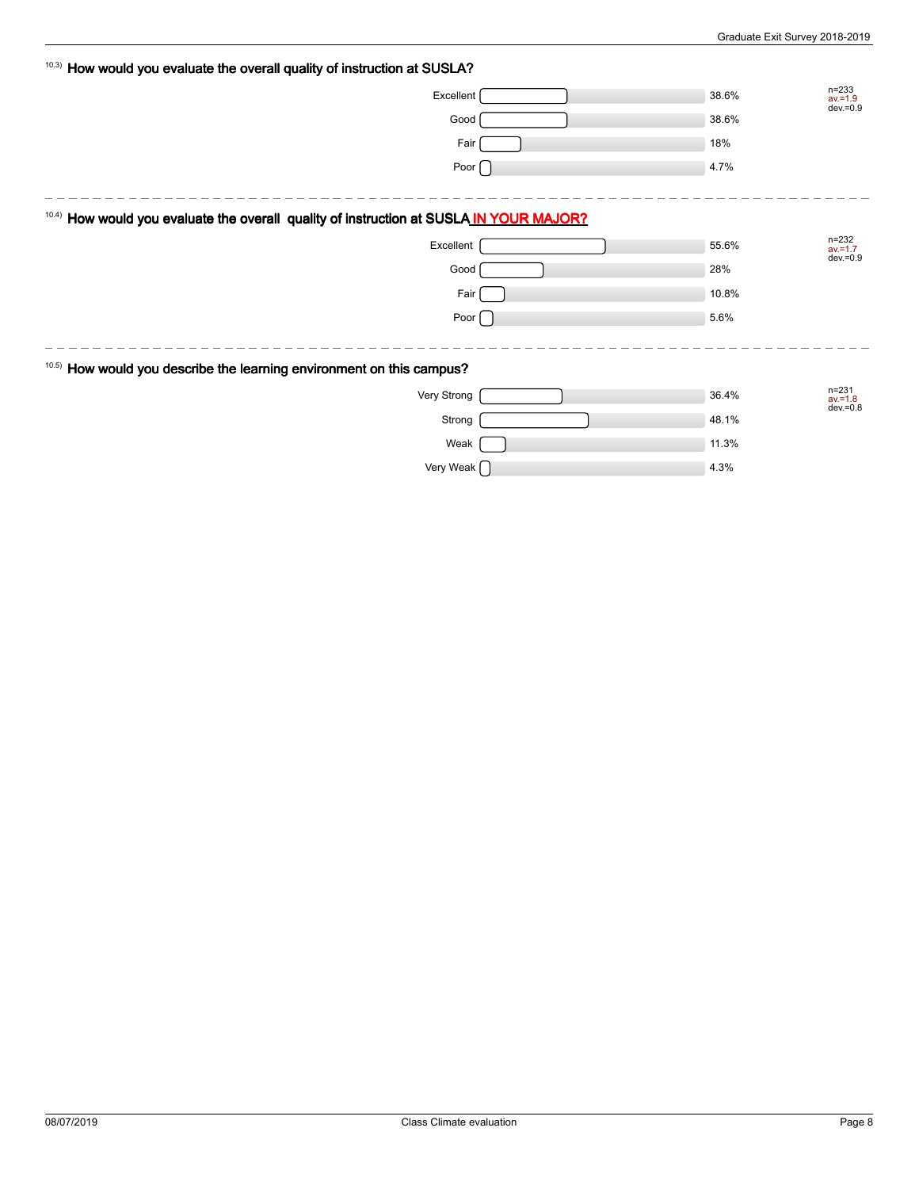### 10.3) How would you evaluate the overall quality of instruction at SUSLA?

| Response | Percentage |
|---|---|
| Excellent | 38.6% |
| Good | 38.6% |
| Fair | 18% |
| Poor | 4.7% |

n=233
av.=1.9
dev.=0.9

### 10.4) How would you evaluate the overall quality of instruction at SUSLA IN YOUR MAJOR?

| Response | Percentage |
|---|---|
| Excellent | 55.6% |
| Good | 28% |
| Fair | 10.8% |
| Poor | 5.6% |

n=232
av.=1.7
dev.=0.9

### 10.5) How would you describe the learning environment on this campus?

| Response | Percentage |
|---|---|
| Very Strong | 36.4% |
| Strong | 48.1% |
| Weak | 11.3% |
| Very Weak | 4.3% |

n=231
av.=1.8
dev.=0.8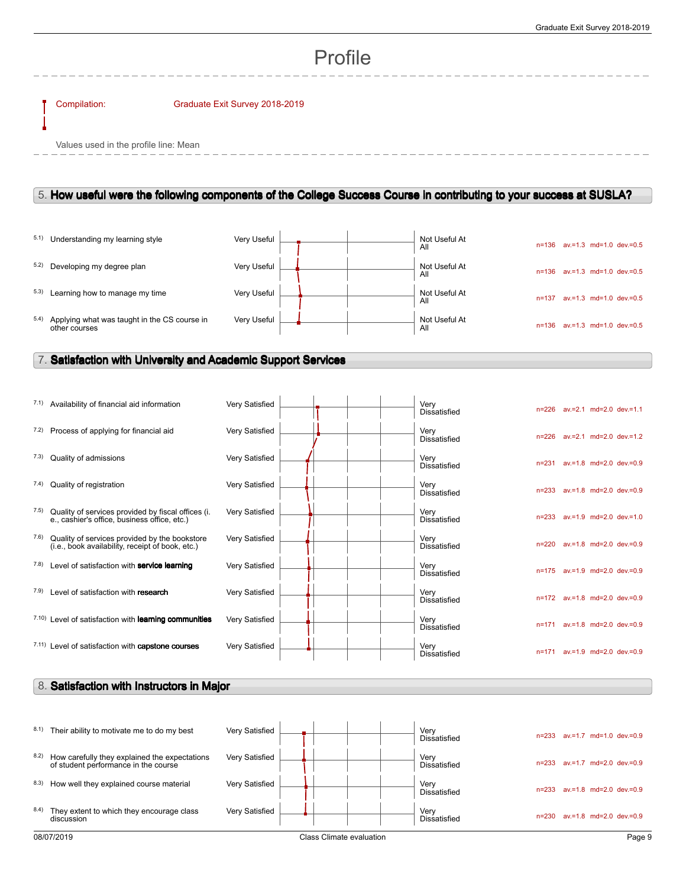# Profile

Compilation: Graduate Exit Survey 2018-2019

Values used in the profile line: Mean

## 5. How useful were the following components of the College Success Course in contributing to your success at SUSLA?

| | Item | Left pole | Right pole | Statistics |
|---|---|---|---|---|
| 5.1) | Understanding my learning style | Very Useful | Not Useful At All | n=136 av.=1.3 md=1.0 dev.=0.5 |
| 5.2) | Developing my degree plan | Very Useful | Not Useful At All | n=136 av.=1.3 md=1.0 dev.=0.5 |
| 5.3) | Learning how to manage my time | Very Useful | Not Useful At All | n=137 av.=1.3 md=1.0 dev.=0.5 |
| 5.4) | Applying what was taught in the CS course in other courses | Very Useful | Not Useful At All | n=136 av.=1.3 md=1.0 dev.=0.5 |

## 7. Satisfaction with University and Academic Support Services

| | Item | Left pole | Right pole | Statistics |
|---|---|---|---|---|
| 7.1) | Availability of financial aid information | Very Satisfied | Very Dissatisfied | n=226 av.=2.1 md=2.0 dev.=1.1 |
| 7.2) | Process of applying for financial aid | Very Satisfied | Very Dissatisfied | n=226 av.=2.1 md=2.0 dev.=1.2 |
| 7.3) | Quality of admissions | Very Satisfied | Very Dissatisfied | n=231 av.=1.8 md=2.0 dev.=0.9 |
| 7.4) | Quality of registration | Very Satisfied | Very Dissatisfied | n=233 av.=1.8 md=2.0 dev.=0.9 |
| 7.5) | Quality of services provided by fiscal offices (i. e., cashier's office, business office, etc.) | Very Satisfied | Very Dissatisfied | n=233 av.=1.9 md=2.0 dev.=1.0 |
| 7.6) | Quality of services provided by the bookstore (i.e., book availability, receipt of book, etc.) | Very Satisfied | Very Dissatisfied | n=220 av.=1.8 md=2.0 dev.=0.9 |
| 7.8) | Level of satisfaction with **service learning** | Very Satisfied | Very Dissatisfied | n=175 av.=1.9 md=2.0 dev.=0.9 |
| 7.9) | Level of satisfaction with **research** | Very Satisfied | Very Dissatisfied | n=172 av.=1.8 md=2.0 dev.=0.9 |
| 7.10) | Level of satisfaction with **learning communities** | Very Satisfied | Very Dissatisfied | n=171 av.=1.8 md=2.0 dev.=0.9 |
| 7.11) | Level of satisfaction with **capstone courses** | Very Satisfied | Very Dissatisfied | n=171 av.=1.9 md=2.0 dev.=0.9 |

## 8. Satisfaction with Instructors in Major

| | Item | Left pole | Right pole | Statistics |
|---|---|---|---|---|
| 8.1) | Their ability to motivate me to do my best | Very Satisfied | Very Dissatisfied | n=233 av.=1.7 md=1.0 dev.=0.9 |
| 8.2) | How carefully they explained the expectations of student performance in the course | Very Satisfied | Very Dissatisfied | n=233 av.=1.7 md=2.0 dev.=0.9 |
| 8.3) | How well they explained course material | Very Satisfied | Very Dissatisfied | n=233 av.=1.8 md=2.0 dev.=0.9 |
| 8.4) | They extent to which they encourage class discussion | Very Satisfied | Very Dissatisfied | n=230 av.=1.8 md=2.0 dev.=0.9 |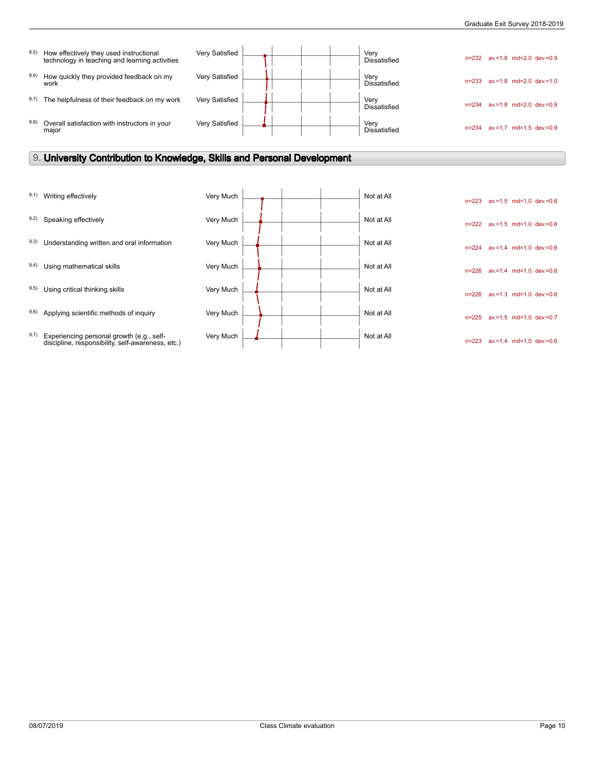8.5) How effectively they used instructional technology in teaching and learning activities
Very Satisfied — Very Dissatisfied
n=232 av.=1.8 md=2.0 dev.=0.9

8.6) How quickly they provided feedback on my work
Very Satisfied — Very Dissatisfied
n=233 av.=1.8 md=2.0 dev.=1.0

8.7) The helpfulness of their feedback on my work
Very Satisfied — Very Dissatisfied
n=234 av.=1.8 md=2.0 dev.=0.9

8.8) Overall satisfaction with instructors in your major
Very Satisfied — Very Dissatisfied
n=234 av.=1.7 md=1.5 dev.=0.9

## 9. University Contribution to Knowledge, Skills and Personal Development

9.1) Writing effectively
Very Much — Not at All
n=223 av.=1.5 md=1.0 dev.=0.6

9.2) Speaking effectively
Very Much — Not at All
n=222 av.=1.5 md=1.0 dev.=0.6

9.3) Understanding written and oral information
Very Much — Not at All
n=224 av.=1.4 md=1.0 dev.=0.6

9.4) Using mathematical skills
Very Much — Not at All
n=226 av.=1.4 md=1.0 dev.=0.6

9.5) Using critical thinking skills
Very Much — Not at All
n=226 av.=1.3 md=1.0 dev.=0.6

9.6) Applying scientific methods of inquiry
Very Much — Not at All
n=225 av.=1.5 md=1.0 dev.=0.7

9.7) Experiencing personal growth (e.g., self-discipline, responsibility, self-awareness, etc.)
Very Much — Not at All
n=223 av.=1.4 md=1.0 dev.=0.6